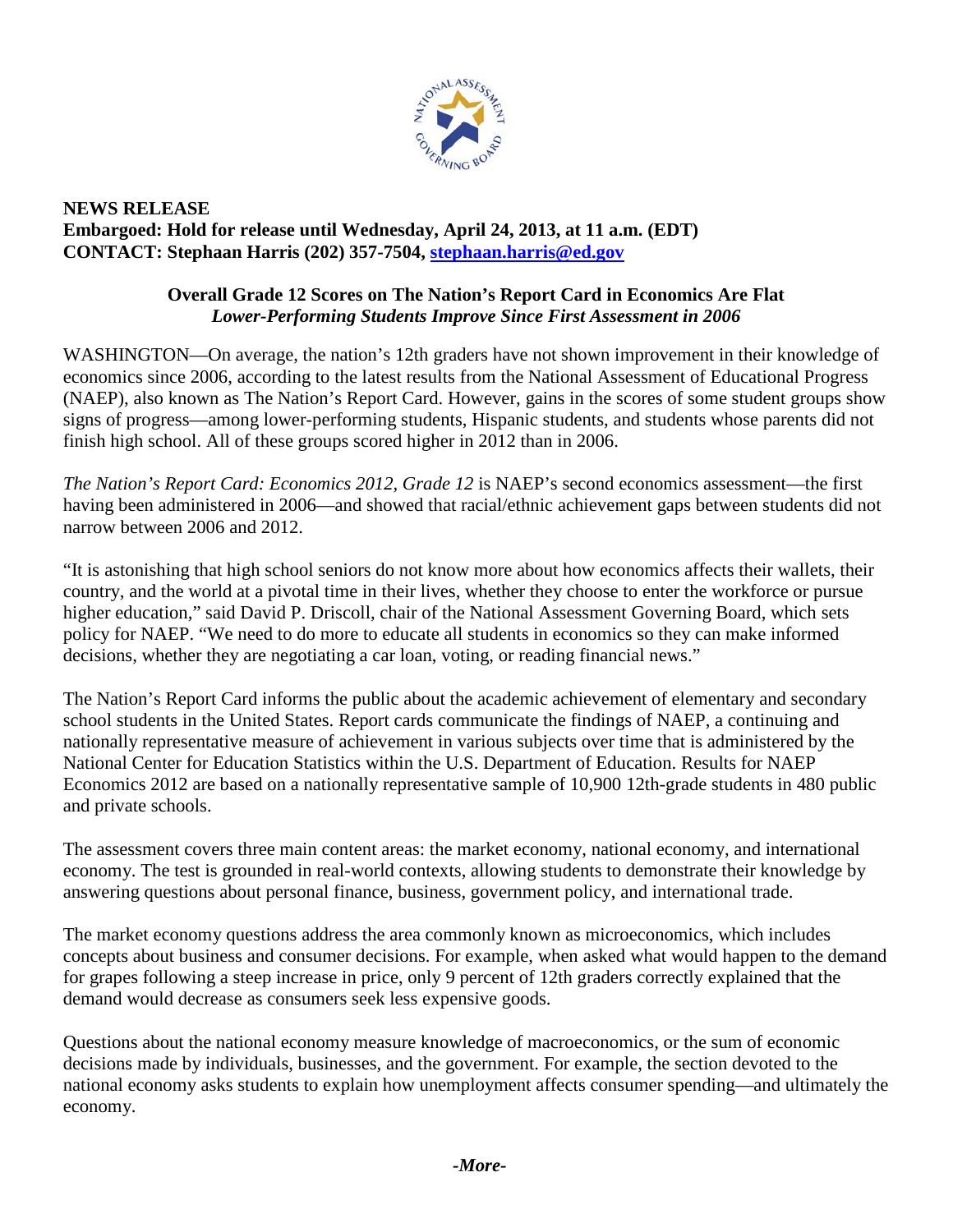**NEWS RELEASE**
**Embargoed: Hold for release until Wednesday, April 24, 2013, at 11 a.m. (EDT)**
**CONTACT: Stephaan Harris (202) 357-7504, stephaan.harris@ed.gov**

## Overall Grade 12 Scores on The Nation's Report Card in Economics Are Flat

***Lower-Performing Students Improve Since First Assessment in 2006***

WASHINGTON—On average, the nation's 12th graders have not shown improvement in their knowledge of economics since 2006, according to the latest results from the National Assessment of Educational Progress (NAEP), also known as The Nation's Report Card. However, gains in the scores of some student groups show signs of progress—among lower-performing students, Hispanic students, and students whose parents did not finish high school. All of these groups scored higher in 2012 than in 2006.

*The Nation's Report Card: Economics 2012, Grade 12* is NAEP's second economics assessment—the first having been administered in 2006—and showed that racial/ethnic achievement gaps between students did not narrow between 2006 and 2012.

"It is astonishing that high school seniors do not know more about how economics affects their wallets, their country, and the world at a pivotal time in their lives, whether they choose to enter the workforce or pursue higher education," said David P. Driscoll, chair of the National Assessment Governing Board, which sets policy for NAEP. "We need to do more to educate all students in economics so they can make informed decisions, whether they are negotiating a car loan, voting, or reading financial news."

The Nation's Report Card informs the public about the academic achievement of elementary and secondary school students in the United States. Report cards communicate the findings of NAEP, a continuing and nationally representative measure of achievement in various subjects over time that is administered by the National Center for Education Statistics within the U.S. Department of Education. Results for NAEP Economics 2012 are based on a nationally representative sample of 10,900 12th-grade students in 480 public and private schools.

The assessment covers three main content areas: the market economy, national economy, and international economy. The test is grounded in real-world contexts, allowing students to demonstrate their knowledge by answering questions about personal finance, business, government policy, and international trade.

The market economy questions address the area commonly known as microeconomics, which includes concepts about business and consumer decisions. For example, when asked what would happen to the demand for grapes following a steep increase in price, only 9 percent of 12th graders correctly explained that the demand would decrease as consumers seek less expensive goods.

Questions about the national economy measure knowledge of macroeconomics, or the sum of economic decisions made by individuals, businesses, and the government. For example, the section devoted to the national economy asks students to explain how unemployment affects consumer spending—and ultimately the economy.

*-More-*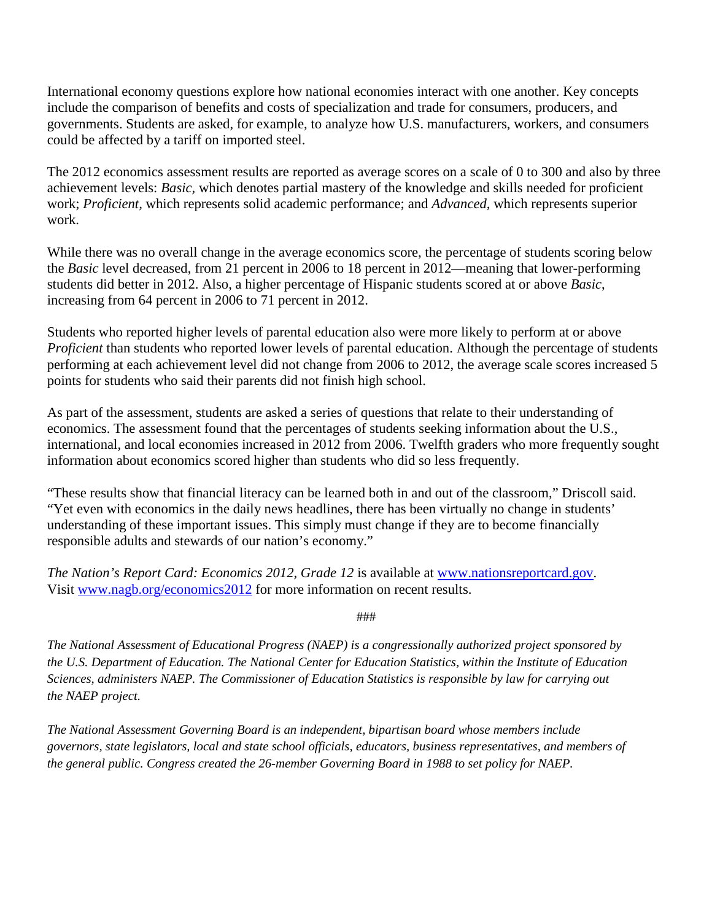International economy questions explore how national economies interact with one another. Key concepts include the comparison of benefits and costs of specialization and trade for consumers, producers, and governments. Students are asked, for example, to analyze how U.S. manufacturers, workers, and consumers could be affected by a tariff on imported steel.

The 2012 economics assessment results are reported as average scores on a scale of 0 to 300 and also by three achievement levels: *Basic,* which denotes partial mastery of the knowledge and skills needed for proficient work; *Proficient,* which represents solid academic performance; and *Advanced,* which represents superior work.

While there was no overall change in the average economics score, the percentage of students scoring below the *Basic* level decreased, from 21 percent in 2006 to 18 percent in 2012—meaning that lower-performing students did better in 2012. Also, a higher percentage of Hispanic students scored at or above *Basic*, increasing from 64 percent in 2006 to 71 percent in 2012.

Students who reported higher levels of parental education also were more likely to perform at or above *Proficient* than students who reported lower levels of parental education. Although the percentage of students performing at each achievement level did not change from 2006 to 2012, the average scale scores increased 5 points for students who said their parents did not finish high school.

As part of the assessment, students are asked a series of questions that relate to their understanding of economics. The assessment found that the percentages of students seeking information about the U.S., international, and local economies increased in 2012 from 2006. Twelfth graders who more frequently sought information about economics scored higher than students who did so less frequently.

"These results show that financial literacy can be learned both in and out of the classroom," Driscoll said. "Yet even with economics in the daily news headlines, there has been virtually no change in students' understanding of these important issues. This simply must change if they are to become financially responsible adults and stewards of our nation's economy."

*The Nation's Report Card: Economics 2012, Grade 12* is available at [www.nationsreportcard.gov](http://www.nationsreportcard.gov). Visit [www.nagb.org/economics2012](http://www.nagb.org/economics2012) for more information on recent results.

###

*The National Assessment of Educational Progress (NAEP) is a congressionally authorized project sponsored by the U.S. Department of Education. The National Center for Education Statistics, within the Institute of Education Sciences, administers NAEP. The Commissioner of Education Statistics is responsible by law for carrying out the NAEP project.*

*The National Assessment Governing Board is an independent, bipartisan board whose members include governors, state legislators, local and state school officials, educators, business representatives, and members of the general public. Congress created the 26-member Governing Board in 1988 to set policy for NAEP.*